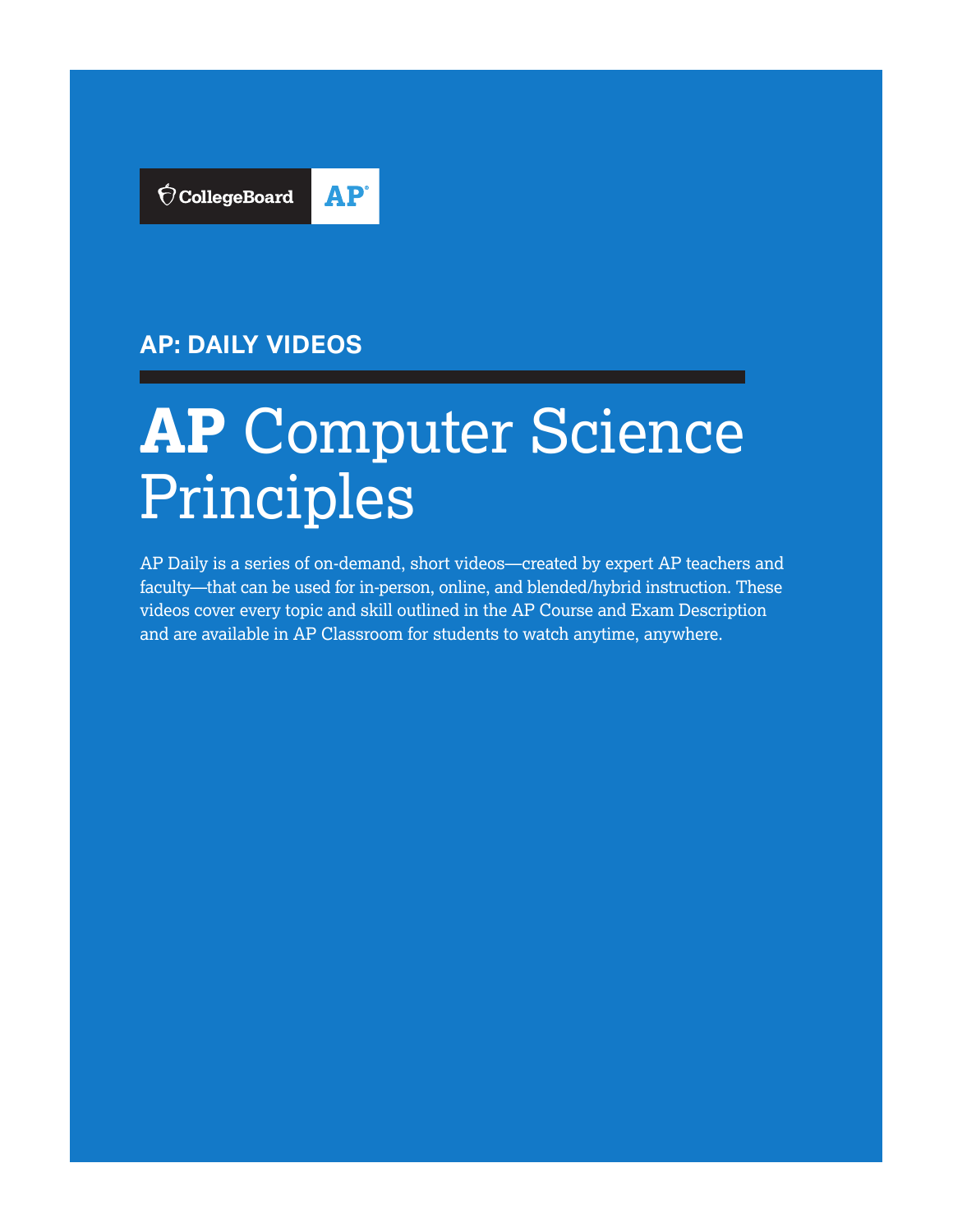CollegeBoard AP

AP: DAILY VIDEOS

# **AP** Computer Science Principles

AP Daily is a series of on-demand, short videos—created by expert AP teachers and faculty—that can be used for in-person, online, and blended/hybrid instruction. These videos cover every topic and skill outlined in the AP Course and Exam Description and are available in AP Classroom for students to watch anytime, anywhere.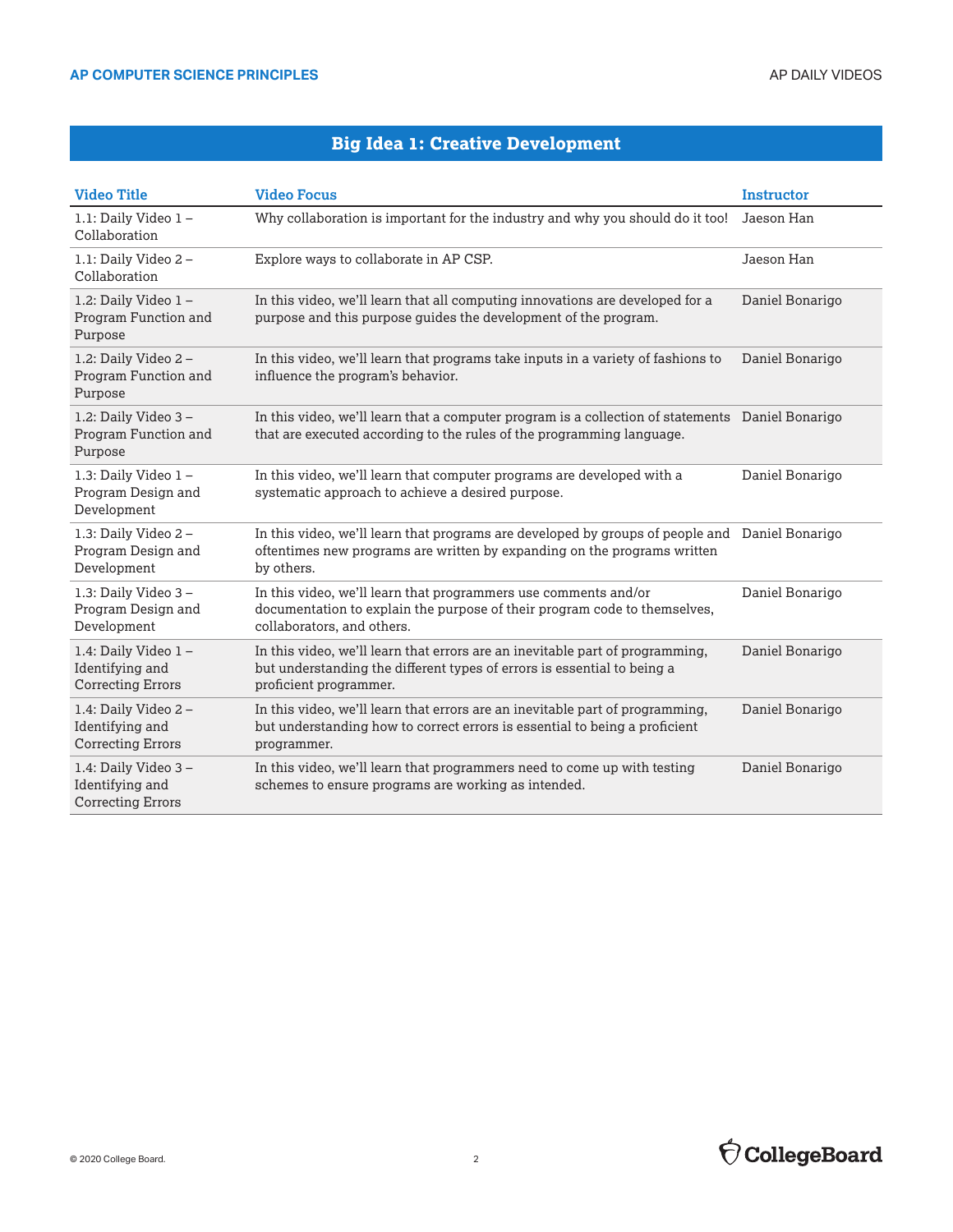## Big Idea 1: Creative Development

| Video Title | Video Focus | Instructor |
|---|---|---|
| 1.1: Daily Video 1 – Collaboration | Why collaboration is important for the industry and why you should do it too! | Jaeson Han |
| 1.1: Daily Video 2 – Collaboration | Explore ways to collaborate in AP CSP. | Jaeson Han |
| 1.2: Daily Video 1 – Program Function and Purpose | In this video, we'll learn that all computing innovations are developed for a purpose and this purpose guides the development of the program. | Daniel Bonarigo |
| 1.2: Daily Video 2 – Program Function and Purpose | In this video, we'll learn that programs take inputs in a variety of fashions to influence the program's behavior. | Daniel Bonarigo |
| 1.2: Daily Video 3 – Program Function and Purpose | In this video, we'll learn that a computer program is a collection of statements that are executed according to the rules of the programming language. | Daniel Bonarigo |
| 1.3: Daily Video 1 – Program Design and Development | In this video, we'll learn that computer programs are developed with a systematic approach to achieve a desired purpose. | Daniel Bonarigo |
| 1.3: Daily Video 2 – Program Design and Development | In this video, we'll learn that programs are developed by groups of people and oftentimes new programs are written by expanding on the programs written by others. | Daniel Bonarigo |
| 1.3: Daily Video 3 – Program Design and Development | In this video, we'll learn that programmers use comments and/or documentation to explain the purpose of their program code to themselves, collaborators, and others. | Daniel Bonarigo |
| 1.4: Daily Video 1 – Identifying and Correcting Errors | In this video, we'll learn that errors are an inevitable part of programming, but understanding the different types of errors is essential to being a proficient programmer. | Daniel Bonarigo |
| 1.4: Daily Video 2 – Identifying and Correcting Errors | In this video, we'll learn that errors are an inevitable part of programming, but understanding how to correct errors is essential to being a proficient programmer. | Daniel Bonarigo |
| 1.4: Daily Video 3 – Identifying and Correcting Errors | In this video, we'll learn that programmers need to come up with testing schemes to ensure programs are working as intended. | Daniel Bonarigo |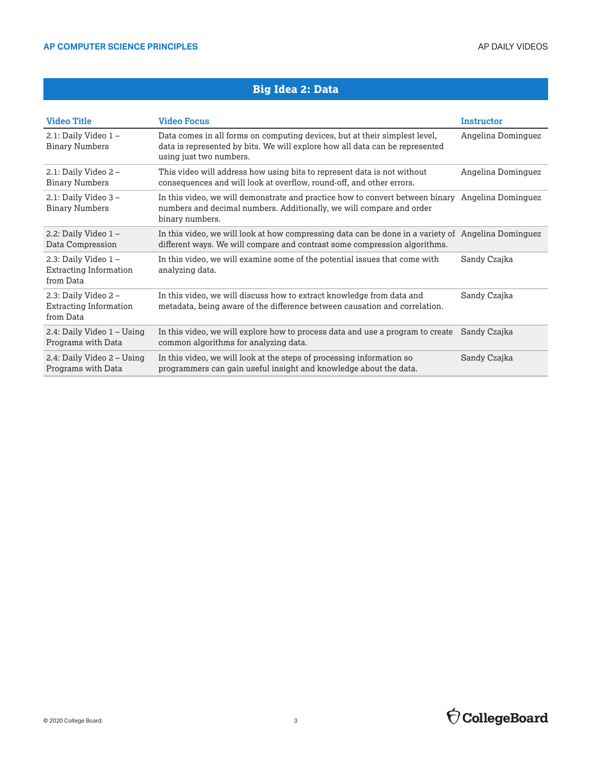## Big Idea 2: Data

| Video Title | Video Focus | Instructor |
| --- | --- | --- |
| 2.1: Daily Video 1 – Binary Numbers | Data comes in all forms on computing devices, but at their simplest level, data is represented by bits. We will explore how all data can be represented using just two numbers. | Angelina Dominguez |
| 2.1: Daily Video 2 – Binary Numbers | This video will address how using bits to represent data is not without consequences and will look at overflow, round-off, and other errors. | Angelina Dominguez |
| 2.1: Daily Video 3 – Binary Numbers | In this video, we will demonstrate and practice how to convert between binary numbers and decimal numbers. Additionally, we will compare and order binary numbers. | Angelina Dominguez |
| 2.2: Daily Video 1 – Data Compression | In this video, we will look at how compressing data can be done in a variety of different ways. We will compare and contrast some compression algorithms. | Angelina Dominguez |
| 2.3: Daily Video 1 – Extracting Information from Data | In this video, we will examine some of the potential issues that come with analyzing data. | Sandy Czajka |
| 2.3: Daily Video 2 – Extracting Information from Data | In this video, we will discuss how to extract knowledge from data and metadata, being aware of the difference between causation and correlation. | Sandy Czajka |
| 2.4: Daily Video 1 – Using Programs with Data | In this video, we will explore how to process data and use a program to create common algorithms for analyzing data. | Sandy Czajka |
| 2.4: Daily Video 2 – Using Programs with Data | In this video, we will look at the steps of processing information so programmers can gain useful insight and knowledge about the data. | Sandy Czajka |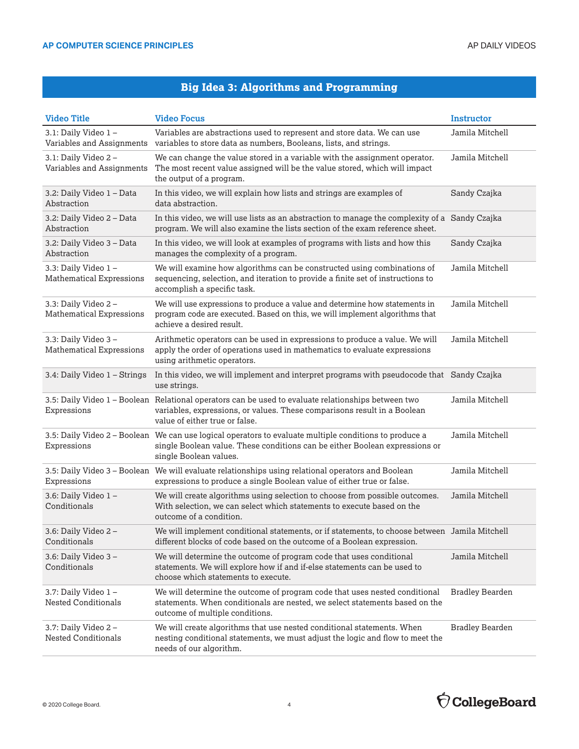## Big Idea 3: Algorithms and Programming

| Video Title | Video Focus | Instructor |
|---|---|---|
| 3.1: Daily Video 1 – Variables and Assignments | Variables are abstractions used to represent and store data. We can use variables to store data as numbers, Booleans, lists, and strings. | Jamila Mitchell |
| 3.1: Daily Video 2 – Variables and Assignments | We can change the value stored in a variable with the assignment operator. The most recent value assigned will be the value stored, which will impact the output of a program. | Jamila Mitchell |
| 3.2: Daily Video 1 – Data Abstraction | In this video, we will explain how lists and strings are examples of data abstraction. | Sandy Czajka |
| 3.2: Daily Video 2 – Data Abstraction | In this video, we will use lists as an abstraction to manage the complexity of a program. We will also examine the lists section of the exam reference sheet. | Sandy Czajka |
| 3.2: Daily Video 3 – Data Abstraction | In this video, we will look at examples of programs with lists and how this manages the complexity of a program. | Sandy Czajka |
| 3.3: Daily Video 1 – Mathematical Expressions | We will examine how algorithms can be constructed using combinations of sequencing, selection, and iteration to provide a finite set of instructions to accomplish a specific task. | Jamila Mitchell |
| 3.3: Daily Video 2 – Mathematical Expressions | We will use expressions to produce a value and determine how statements in program code are executed. Based on this, we will implement algorithms that achieve a desired result. | Jamila Mitchell |
| 3.3: Daily Video 3 – Mathematical Expressions | Arithmetic operators can be used in expressions to produce a value. We will apply the order of operations used in mathematics to evaluate expressions using arithmetic operators. | Jamila Mitchell |
| 3.4: Daily Video 1 – Strings | In this video, we will implement and interpret programs with pseudocode that use strings. | Sandy Czajka |
| 3.5: Daily Video 1 – Boolean Expressions | Relational operators can be used to evaluate relationships between two variables, expressions, or values. These comparisons result in a Boolean value of either true or false. | Jamila Mitchell |
| 3.5: Daily Video 2 – Boolean Expressions | We can use logical operators to evaluate multiple conditions to produce a single Boolean value. These conditions can be either Boolean expressions or single Boolean values. | Jamila Mitchell |
| 3.5: Daily Video 3 – Boolean Expressions | We will evaluate relationships using relational operators and Boolean expressions to produce a single Boolean value of either true or false. | Jamila Mitchell |
| 3.6: Daily Video 1 – Conditionals | We will create algorithms using selection to choose from possible outcomes. With selection, we can select which statements to execute based on the outcome of a condition. | Jamila Mitchell |
| 3.6: Daily Video 2 – Conditionals | We will implement conditional statements, or if statements, to choose between different blocks of code based on the outcome of a Boolean expression. | Jamila Mitchell |
| 3.6: Daily Video 3 – Conditionals | We will determine the outcome of program code that uses conditional statements. We will explore how if and if-else statements can be used to choose which statements to execute. | Jamila Mitchell |
| 3.7: Daily Video 1 – Nested Conditionals | We will determine the outcome of program code that uses nested conditional statements. When conditionals are nested, we select statements based on the outcome of multiple conditions. | Bradley Bearden |
| 3.7: Daily Video 2 – Nested Conditionals | We will create algorithms that use nested conditional statements. When nesting conditional statements, we must adjust the logic and flow to meet the needs of our algorithm. | Bradley Bearden |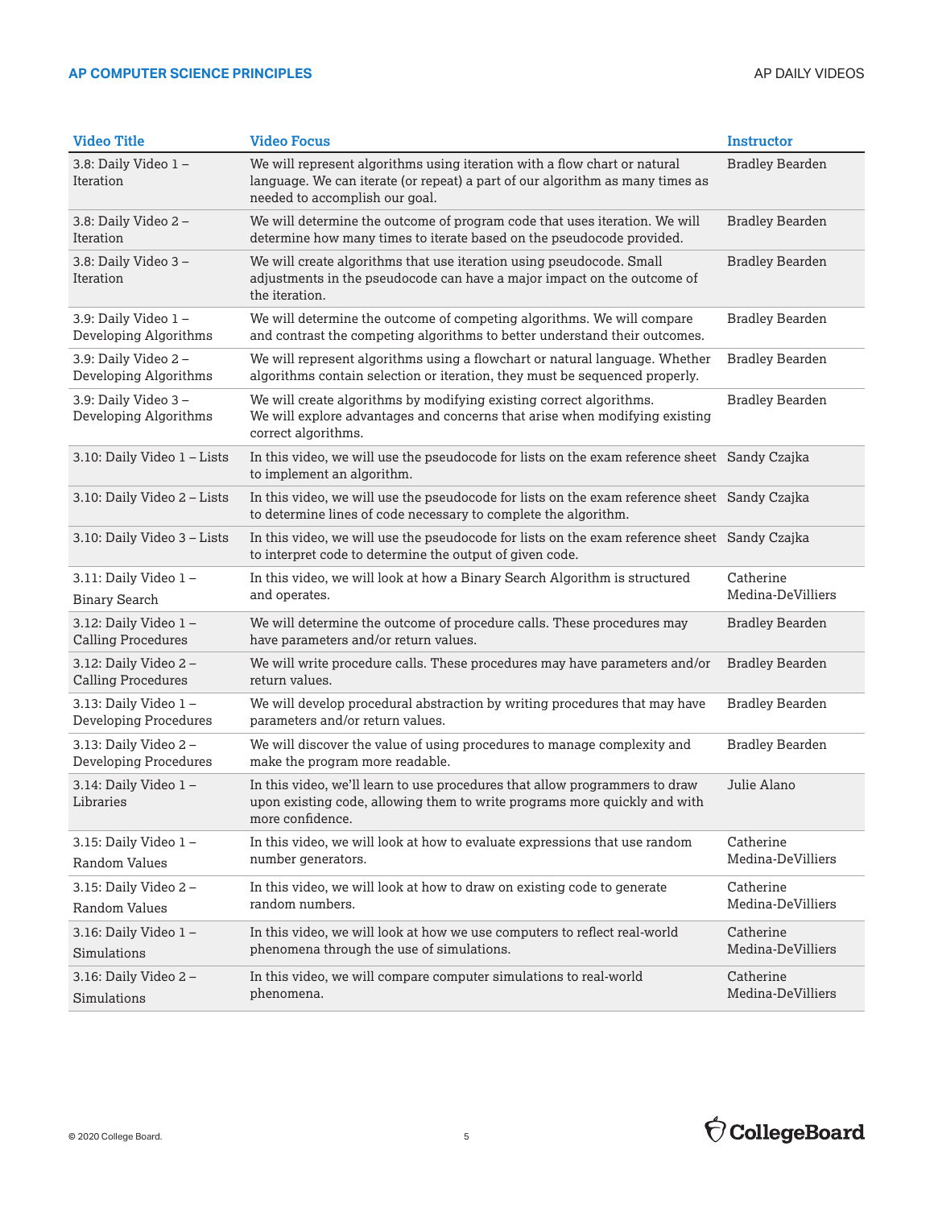| Video Title | Video Focus | Instructor |
|---|---|---|
| 3.8: Daily Video 1 – Iteration | We will represent algorithms using iteration with a flow chart or natural language. We can iterate (or repeat) a part of our algorithm as many times as needed to accomplish our goal. | Bradley Bearden |
| 3.8: Daily Video 2 – Iteration | We will determine the outcome of program code that uses iteration. We will determine how many times to iterate based on the pseudocode provided. | Bradley Bearden |
| 3.8: Daily Video 3 – Iteration | We will create algorithms that use iteration using pseudocode. Small adjustments in the pseudocode can have a major impact on the outcome of the iteration. | Bradley Bearden |
| 3.9: Daily Video 1 – Developing Algorithms | We will determine the outcome of competing algorithms. We will compare and contrast the competing algorithms to better understand their outcomes. | Bradley Bearden |
| 3.9: Daily Video 2 – Developing Algorithms | We will represent algorithms using a flowchart or natural language. Whether algorithms contain selection or iteration, they must be sequenced properly. | Bradley Bearden |
| 3.9: Daily Video 3 – Developing Algorithms | We will create algorithms by modifying existing correct algorithms. We will explore advantages and concerns that arise when modifying existing correct algorithms. | Bradley Bearden |
| 3.10: Daily Video 1 – Lists | In this video, we will use the pseudocode for lists on the exam reference sheet to implement an algorithm. | Sandy Czajka |
| 3.10: Daily Video 2 – Lists | In this video, we will use the pseudocode for lists on the exam reference sheet to determine lines of code necessary to complete the algorithm. | Sandy Czajka |
| 3.10: Daily Video 3 – Lists | In this video, we will use the pseudocode for lists on the exam reference sheet to interpret code to determine the output of given code. | Sandy Czajka |
| 3.11: Daily Video 1 – Binary Search | In this video, we will look at how a Binary Search Algorithm is structured and operates. | Catherine Medina-DeVilliers |
| 3.12: Daily Video 1 – Calling Procedures | We will determine the outcome of procedure calls. These procedures may have parameters and/or return values. | Bradley Bearden |
| 3.12: Daily Video 2 – Calling Procedures | We will write procedure calls. These procedures may have parameters and/or return values. | Bradley Bearden |
| 3.13: Daily Video 1 – Developing Procedures | We will develop procedural abstraction by writing procedures that may have parameters and/or return values. | Bradley Bearden |
| 3.13: Daily Video 2 – Developing Procedures | We will discover the value of using procedures to manage complexity and make the program more readable. | Bradley Bearden |
| 3.14: Daily Video 1 – Libraries | In this video, we'll learn to use procedures that allow programmers to draw upon existing code, allowing them to write programs more quickly and with more confidence. | Julie Alano |
| 3.15: Daily Video 1 – Random Values | In this video, we will look at how to evaluate expressions that use random number generators. | Catherine Medina-DeVilliers |
| 3.15: Daily Video 2 – Random Values | In this video, we will look at how to draw on existing code to generate random numbers. | Catherine Medina-DeVilliers |
| 3.16: Daily Video 1 – Simulations | In this video, we will look at how we use computers to reflect real-world phenomena through the use of simulations. | Catherine Medina-DeVilliers |
| 3.16: Daily Video 2 – Simulations | In this video, we will compare computer simulations to real-world phenomena. | Catherine Medina-DeVilliers |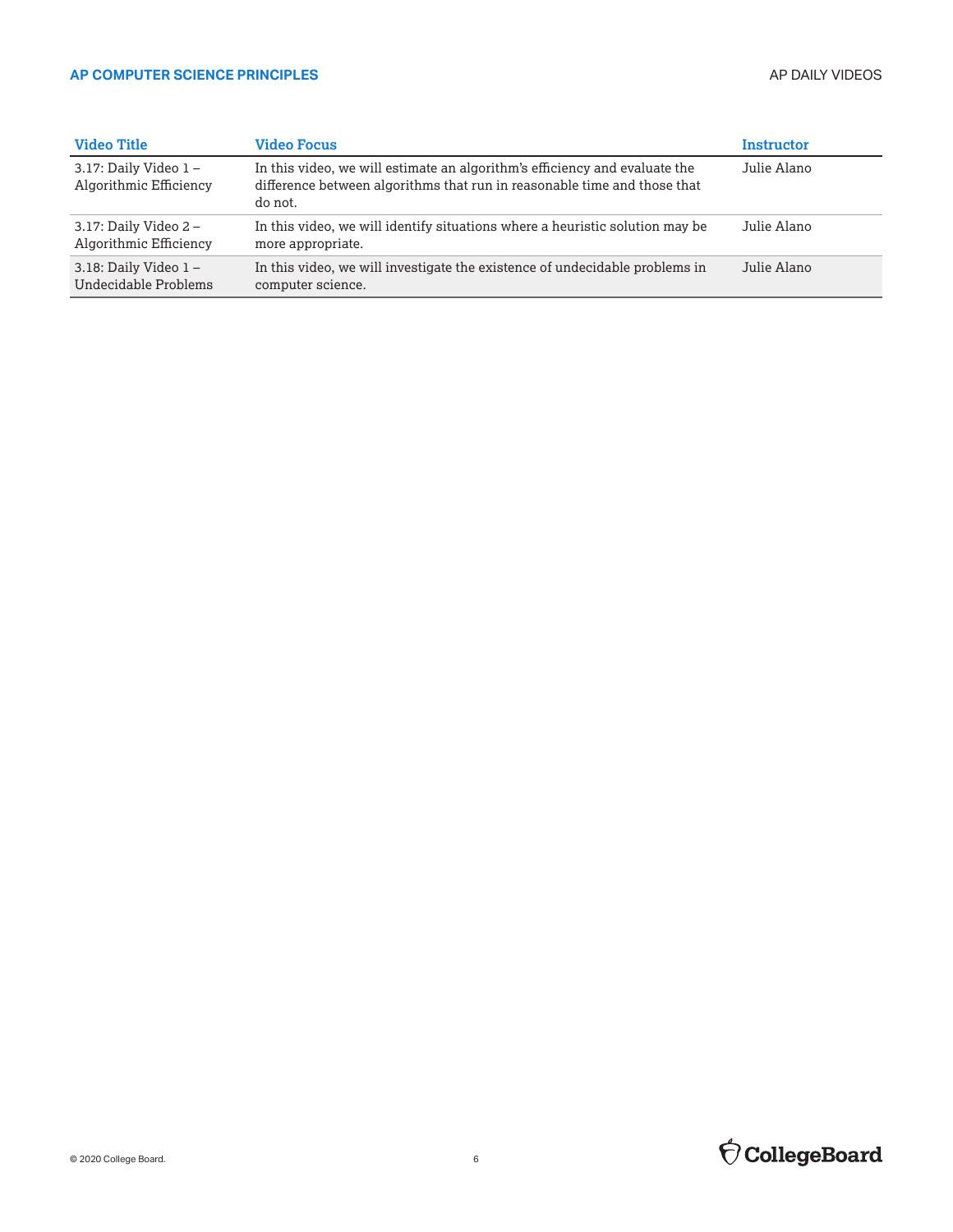| Video Title | Video Focus | Instructor |
|---|---|---|
| 3.17: Daily Video 1 – Algorithmic Efficiency | In this video, we will estimate an algorithm's efficiency and evaluate the difference between algorithms that run in reasonable time and those that do not. | Julie Alano |
| 3.17: Daily Video 2 – Algorithmic Efficiency | In this video, we will identify situations where a heuristic solution may be more appropriate. | Julie Alano |
| 3.18: Daily Video 1 – Undecidable Problems | In this video, we will investigate the existence of undecidable problems in computer science. | Julie Alano |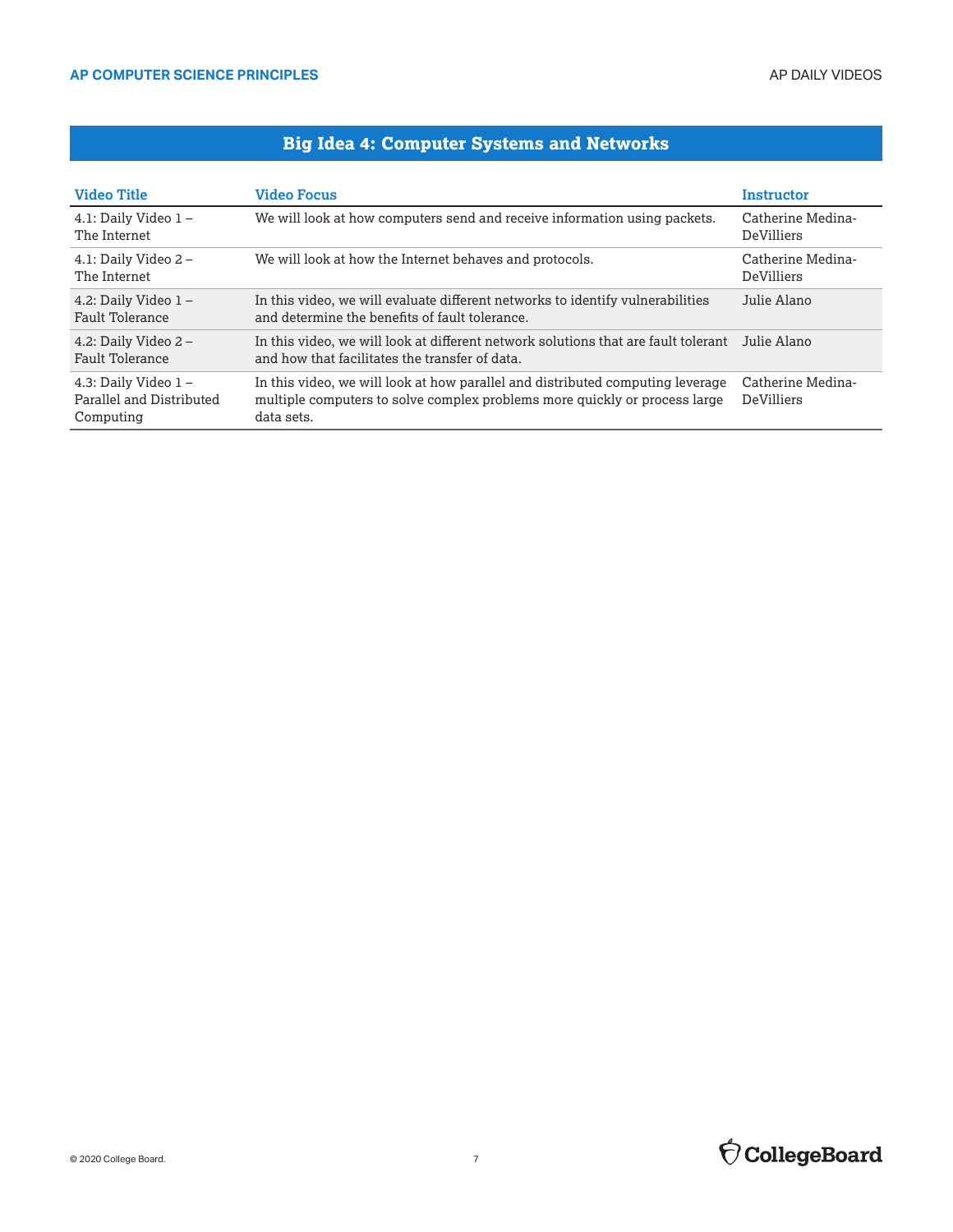## Big Idea 4: Computer Systems and Networks

| Video Title | Video Focus | Instructor |
| --- | --- | --- |
| 4.1: Daily Video 1 – The Internet | We will look at how computers send and receive information using packets. | Catherine Medina-DeVilliers |
| 4.1: Daily Video 2 – The Internet | We will look at how the Internet behaves and protocols. | Catherine Medina-DeVilliers |
| 4.2: Daily Video 1 – Fault Tolerance | In this video, we will evaluate different networks to identify vulnerabilities and determine the benefits of fault tolerance. | Julie Alano |
| 4.2: Daily Video 2 – Fault Tolerance | In this video, we will look at different network solutions that are fault tolerant and how that facilitates the transfer of data. | Julie Alano |
| 4.3: Daily Video 1 – Parallel and Distributed Computing | In this video, we will look at how parallel and distributed computing leverage multiple computers to solve complex problems more quickly or process large data sets. | Catherine Medina-DeVilliers |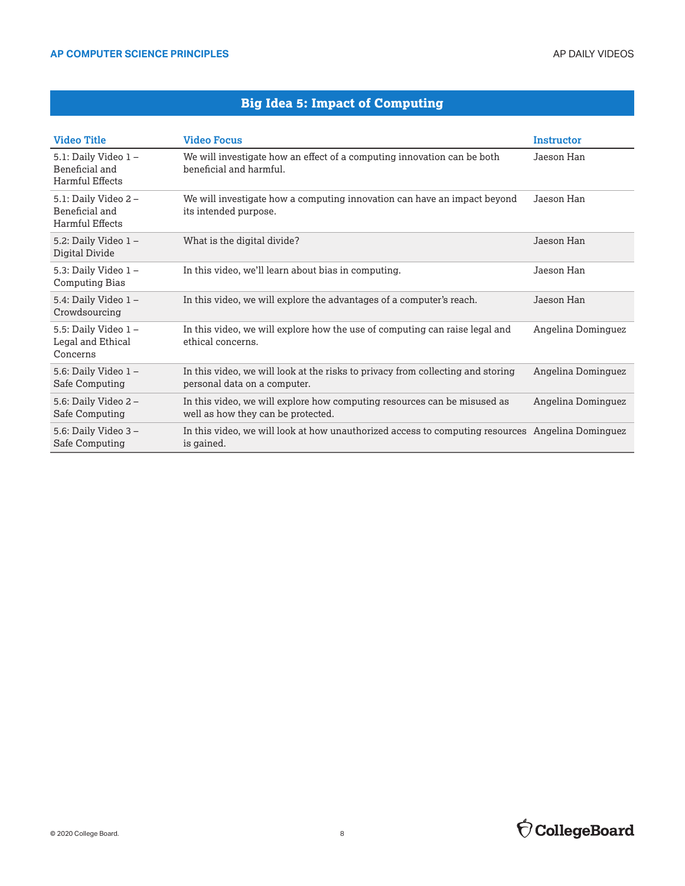## Big Idea 5: Impact of Computing

| Video Title | Video Focus | Instructor |
| --- | --- | --- |
| 5.1: Daily Video 1 – Beneficial and Harmful Effects | We will investigate how an effect of a computing innovation can be both beneficial and harmful. | Jaeson Han |
| 5.1: Daily Video 2 – Beneficial and Harmful Effects | We will investigate how a computing innovation can have an impact beyond its intended purpose. | Jaeson Han |
| 5.2: Daily Video 1 – Digital Divide | What is the digital divide? | Jaeson Han |
| 5.3: Daily Video 1 – Computing Bias | In this video, we'll learn about bias in computing. | Jaeson Han |
| 5.4: Daily Video 1 – Crowdsourcing | In this video, we will explore the advantages of a computer's reach. | Jaeson Han |
| 5.5: Daily Video 1 – Legal and Ethical Concerns | In this video, we will explore how the use of computing can raise legal and ethical concerns. | Angelina Dominguez |
| 5.6: Daily Video 1 – Safe Computing | In this video, we will look at the risks to privacy from collecting and storing personal data on a computer. | Angelina Dominguez |
| 5.6: Daily Video 2 – Safe Computing | In this video, we will explore how computing resources can be misused as well as how they can be protected. | Angelina Dominguez |
| 5.6: Daily Video 3 – Safe Computing | In this video, we will look at how unauthorized access to computing resources is gained. | Angelina Dominguez |